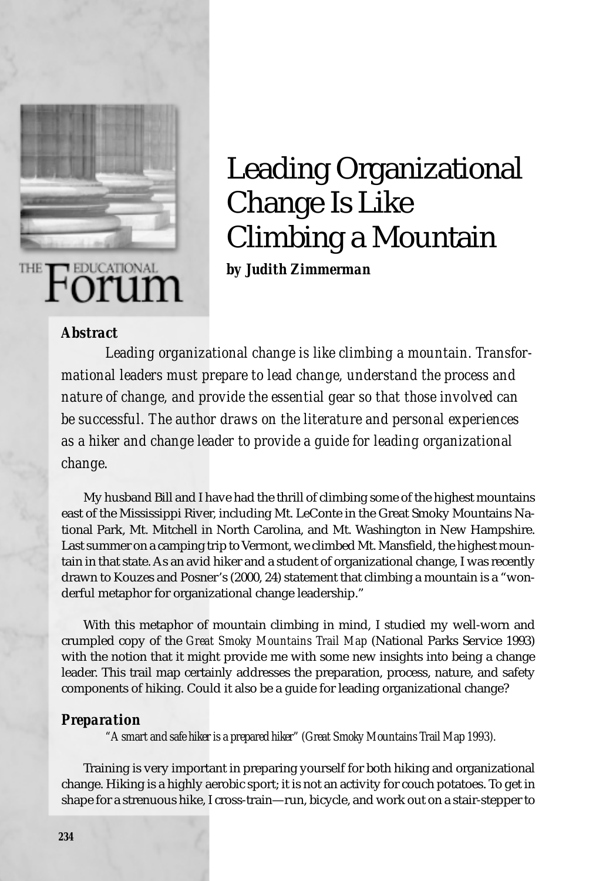# Leading Organizational Change Is Like Climbing a Mountain

***by Judith Zimmerman***

### *Abstract*

*Leading organizational change is like climbing a mountain. Transformational leaders must prepare to lead change, understand the process and nature of change, and provide the essential gear so that those involved can be successful. The author draws on the literature and personal experiences as a hiker and change leader to provide a guide for leading organizational change.*

My husband Bill and I have had the thrill of climbing some of the highest mountains east of the Mississippi River, including Mt. LeConte in the Great Smoky Mountains National Park, Mt. Mitchell in North Carolina, and Mt. Washington in New Hampshire. Last summer on a camping trip to Vermont, we climbed Mt. Mansfield, the highest mountain in that state. As an avid hiker and a student of organizational change, I was recently drawn to Kouzes and Posner's (2000, 24) statement that climbing a mountain is a "wonderful metaphor for organizational change leadership."

With this metaphor of mountain climbing in mind, I studied my well-worn and crumpled copy of the *Great Smoky Mountains Trail Map* (National Parks Service 1993) with the notion that it might provide me with some new insights into being a change leader. This trail map certainly addresses the preparation, process, nature, and safety components of hiking. Could it also be a guide for leading organizational change?

### *Preparation*

*"A smart and safe hiker is a prepared hiker" (Great Smoky Mountains Trail Map 1993).*

Training is very important in preparing yourself for both hiking and organizational change. Hiking is a highly aerobic sport; it is not an activity for couch potatoes. To get in shape for a strenuous hike, I cross-train—run, bicycle, and work out on a stair-stepper to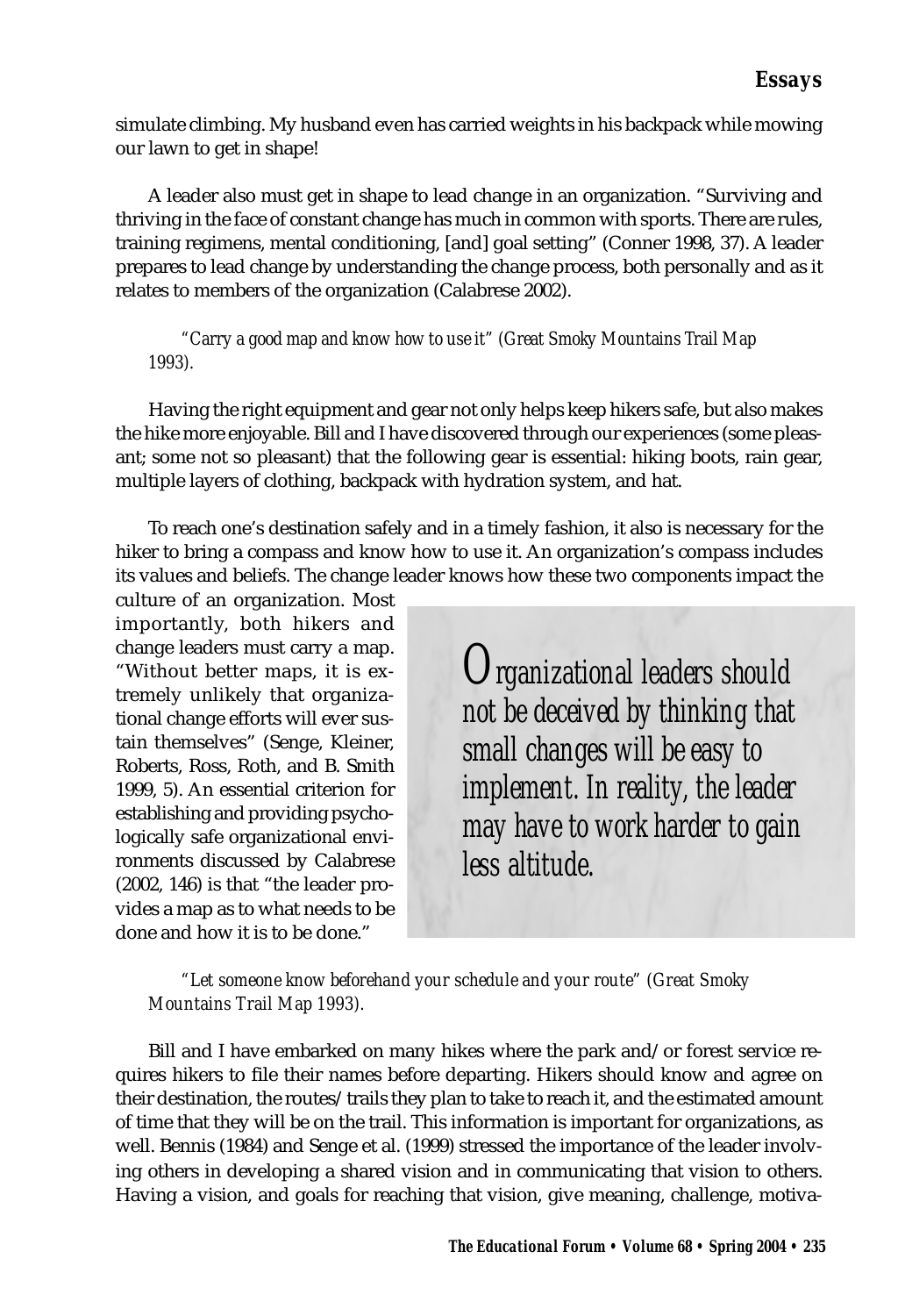simulate climbing. My husband even has carried weights in his backpack while mowing our lawn to get in shape!

A leader also must get in shape to lead change in an organization. "Surviving and thriving in the face of constant change has much in common with sports. There are rules, training regimens, mental conditioning, [and] goal setting" (Conner 1998, 37). A leader prepares to lead change by understanding the change process, both personally and as it relates to members of the organization (Calabrese 2002).

> *"Carry a good map and know how to use it" (Great Smoky Mountains Trail Map 1993).*

Having the right equipment and gear not only helps keep hikers safe, but also makes the hike more enjoyable. Bill and I have discovered through our experiences (some pleasant; some not so pleasant) that the following gear is essential: hiking boots, rain gear, multiple layers of clothing, backpack with hydration system, and hat.

To reach one's destination safely and in a timely fashion, it also is necessary for the hiker to bring a compass and know how to use it. An organization's compass includes its values and beliefs. The change leader knows how these two components impact the culture of an organization. Most importantly, both hikers and change leaders must carry a map. "Without better maps, it is extremely unlikely that organizational change efforts will ever sustain themselves" (Senge, Kleiner, Roberts, Ross, Roth, and B. Smith 1999, 5). An essential criterion for establishing and providing psychologically safe organizational environments discussed by Calabrese (2002, 146) is that "the leader provides a map as to what needs to be done and how it is to be done."

> *Organizational leaders should not be deceived by thinking that small changes will be easy to implement. In reality, the leader may have to work harder to gain less altitude.*

> *"Let someone know beforehand your schedule and your route" (Great Smoky Mountains Trail Map 1993).*

Bill and I have embarked on many hikes where the park and/or forest service requires hikers to file their names before departing. Hikers should know and agree on their destination, the routes/trails they plan to take to reach it, and the estimated amount of time that they will be on the trail. This information is important for organizations, as well. Bennis (1984) and Senge et al. (1999) stressed the importance of the leader involving others in developing a shared vision and in communicating that vision to others. Having a vision, and goals for reaching that vision, give meaning, challenge, motiva-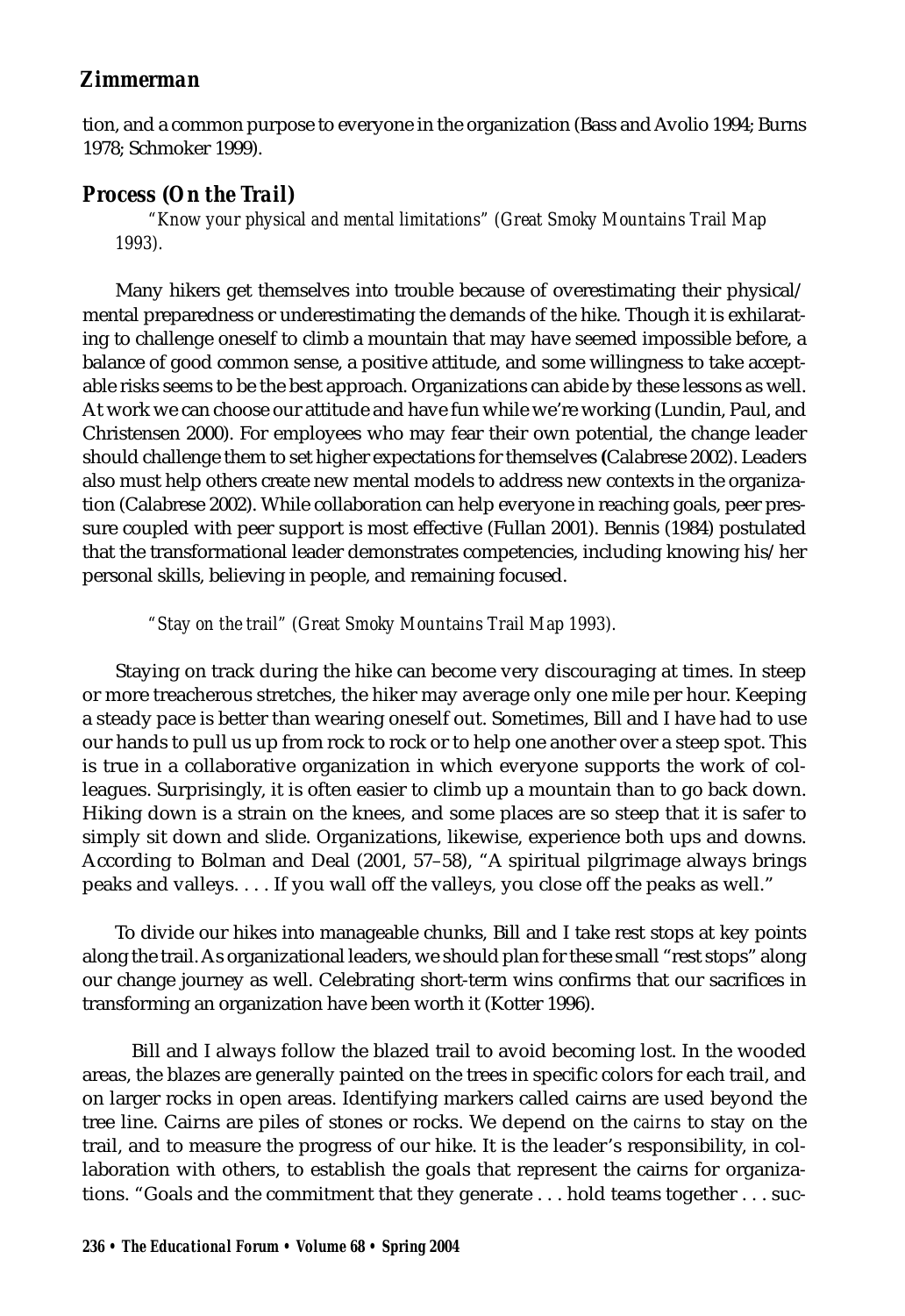tion, and a common purpose to everyone in the organization (Bass and Avolio 1994; Burns 1978; Schmoker 1999).

### *Process (On the Trail)*

> *"Know your physical and mental limitations" (Great Smoky Mountains Trail Map 1993).*

Many hikers get themselves into trouble because of overestimating their physical/mental preparedness or underestimating the demands of the hike. Though it is exhilarating to challenge oneself to climb a mountain that may have seemed impossible before, a balance of good common sense, a positive attitude, and some willingness to take acceptable risks seems to be the best approach. Organizations can abide by these lessons as well. At work we can choose our attitude and have fun while we're working (Lundin, Paul, and Christensen 2000). For employees who may fear their own potential, the change leader should challenge them to set higher expectations for themselves (Calabrese 2002). Leaders also must help others create new mental models to address new contexts in the organization (Calabrese 2002). While collaboration can help everyone in reaching goals, peer pressure coupled with peer support is most effective (Fullan 2001). Bennis (1984) postulated that the transformational leader demonstrates competencies, including knowing his/her personal skills, believing in people, and remaining focused.

> *"Stay on the trail" (Great Smoky Mountains Trail Map 1993).*

Staying on track during the hike can become very discouraging at times. In steep or more treacherous stretches, the hiker may average only one mile per hour. Keeping a steady pace is better than wearing oneself out. Sometimes, Bill and I have had to use our hands to pull us up from rock to rock or to help one another over a steep spot. This is true in a collaborative organization in which everyone supports the work of colleagues. Surprisingly, it is often easier to climb up a mountain than to go back down. Hiking down is a strain on the knees, and some places are so steep that it is safer to simply sit down and slide. Organizations, likewise, experience both ups and downs. According to Bolman and Deal (2001, 57–58), "A spiritual pilgrimage always brings peaks and valleys. . . . If you wall off the valleys, you close off the peaks as well."

To divide our hikes into manageable chunks, Bill and I take rest stops at key points along the trail. As organizational leaders, we should plan for these small "rest stops" along our change journey as well. Celebrating short-term wins confirms that our sacrifices in transforming an organization have been worth it (Kotter 1996).

Bill and I always follow the blazed trail to avoid becoming lost. In the wooded areas, the blazes are generally painted on the trees in specific colors for each trail, and on larger rocks in open areas. Identifying markers called cairns are used beyond the tree line. Cairns are piles of stones or rocks. We depend on the *cairns* to stay on the trail, and to measure the progress of our hike. It is the leader's responsibility, in collaboration with others, to establish the goals that represent the cairns for organizations. "Goals and the commitment that they generate . . . hold teams together . . . suc-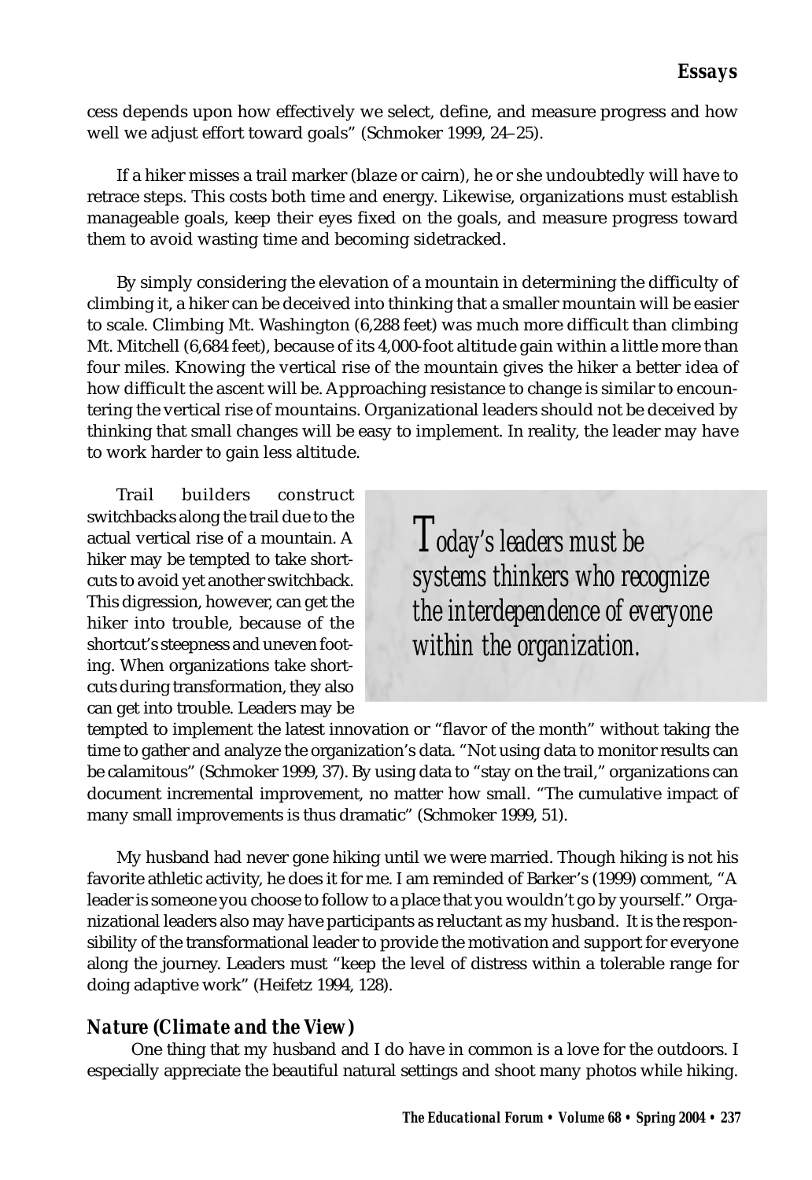cess depends upon how effectively we select, define, and measure progress and how well we adjust effort toward goals" (Schmoker 1999, 24–25).

If a hiker misses a trail marker (blaze or cairn), he or she undoubtedly will have to retrace steps. This costs both time and energy. Likewise, organizations must establish manageable goals, keep their eyes fixed on the goals, and measure progress toward them to avoid wasting time and becoming sidetracked.

By simply considering the elevation of a mountain in determining the difficulty of climbing it, a hiker can be deceived into thinking that a smaller mountain will be easier to scale. Climbing Mt. Washington (6,288 feet) was much more difficult than climbing Mt. Mitchell (6,684 feet), because of its 4,000-foot altitude gain within a little more than four miles. Knowing the vertical rise of the mountain gives the hiker a better idea of how difficult the ascent will be. Approaching resistance to change is similar to encountering the vertical rise of mountains. Organizational leaders should not be deceived by thinking that small changes will be easy to implement. In reality, the leader may have to work harder to gain less altitude.

Trail builders construct switchbacks along the trail due to the actual vertical rise of a mountain. A hiker may be tempted to take shortcuts to avoid yet another switchback. This digression, however, can get the hiker into trouble, because of the shortcut's steepness and uneven footing. When organizations take shortcuts during transformation, they also can get into trouble. Leaders may be tempted to implement the latest innovation or "flavor of the month" without taking the time to gather and analyze the organization's data. "Not using data to monitor results can be calamitous" (Schmoker 1999, 37). By using data to "stay on the trail," organizations can document incremental improvement, no matter how small. "The cumulative impact of many small improvements is thus dramatic" (Schmoker 1999, 51).

> *Today's leaders must be systems thinkers who recognize the interdependence of everyone within the organization.*

My husband had never gone hiking until we were married. Though hiking is not his favorite athletic activity, he does it for me. I am reminded of Barker's (1999) comment, "A leader is someone you choose to follow to a place that you wouldn't go by yourself." Organizational leaders also may have participants as reluctant as my husband. It is the responsibility of the transformational leader to provide the motivation and support for everyone along the journey. Leaders must "keep the level of distress within a tolerable range for doing adaptive work" (Heifetz 1994, 128).

### Nature (Climate and the View)

One thing that my husband and I do have in common is a love for the outdoors. I especially appreciate the beautiful natural settings and shoot many photos while hiking.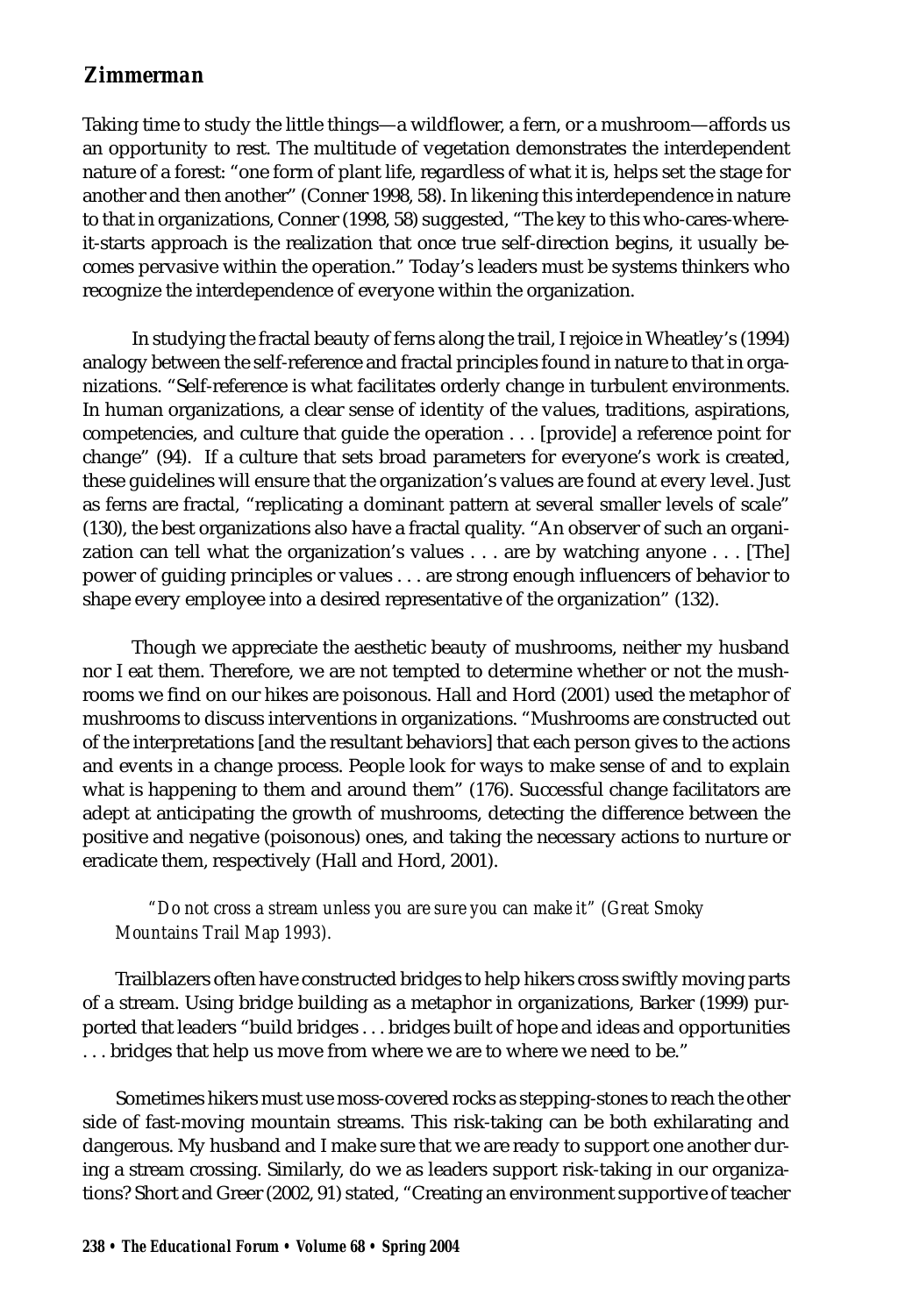Taking time to study the little things—a wildflower, a fern, or a mushroom—affords us an opportunity to rest. The multitude of vegetation demonstrates the interdependent nature of a forest: "one form of plant life, regardless of what it is, helps set the stage for another and then another" (Conner 1998, 58). In likening this interdependence in nature to that in organizations, Conner (1998, 58) suggested, "The key to this who-cares-where-it-starts approach is the realization that once true self-direction begins, it usually becomes pervasive within the operation." Today's leaders must be systems thinkers who recognize the interdependence of everyone within the organization.

In studying the fractal beauty of ferns along the trail, I rejoice in Wheatley's (1994) analogy between the self-reference and fractal principles found in nature to that in organizations. "Self-reference is what facilitates orderly change in turbulent environments. In human organizations, a clear sense of identity of the values, traditions, aspirations, competencies, and culture that guide the operation . . . [provide] a reference point for change" (94). If a culture that sets broad parameters for everyone's work is created, these guidelines will ensure that the organization's values are found at every level. Just as ferns are fractal, "replicating a dominant pattern at several smaller levels of scale" (130), the best organizations also have a fractal quality. "An observer of such an organization can tell what the organization's values . . . are by watching anyone . . . [The] power of guiding principles or values . . . are strong enough influencers of behavior to shape every employee into a desired representative of the organization" (132).

Though we appreciate the aesthetic beauty of mushrooms, neither my husband nor I eat them. Therefore, we are not tempted to determine whether or not the mushrooms we find on our hikes are poisonous. Hall and Hord (2001) used the metaphor of mushrooms to discuss interventions in organizations. "Mushrooms are constructed out of the interpretations [and the resultant behaviors] that each person gives to the actions and events in a change process. People look for ways to make sense of and to explain what is happening to them and around them" (176). Successful change facilitators are adept at anticipating the growth of mushrooms, detecting the difference between the positive and negative (poisonous) ones, and taking the necessary actions to nurture or eradicate them, respectively (Hall and Hord, 2001).

*"Do not cross a stream unless you are sure you can make it" (Great Smoky Mountains Trail Map 1993).*

Trailblazers often have constructed bridges to help hikers cross swiftly moving parts of a stream. Using bridge building as a metaphor in organizations, Barker (1999) purported that leaders "build bridges . . . bridges built of hope and ideas and opportunities . . . bridges that help us move from where we are to where we need to be."

Sometimes hikers must use moss-covered rocks as stepping-stones to reach the other side of fast-moving mountain streams. This risk-taking can be both exhilarating and dangerous. My husband and I make sure that we are ready to support one another during a stream crossing. Similarly, do we as leaders support risk-taking in our organizations? Short and Greer (2002, 91) stated, "Creating an environment supportive of teacher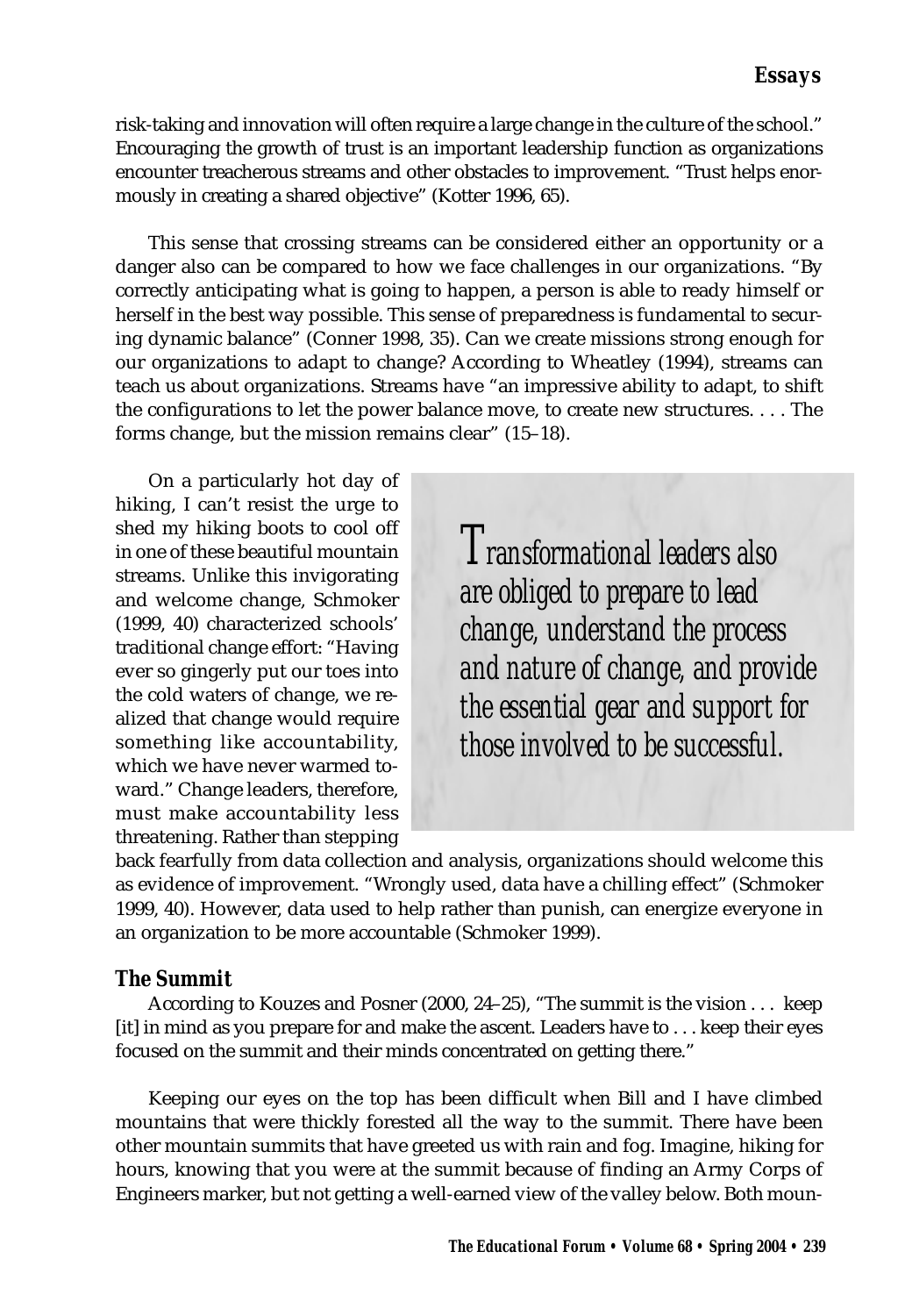risk-taking and innovation will often require a large change in the culture of the school." Encouraging the growth of trust is an important leadership function as organizations encounter treacherous streams and other obstacles to improvement. "Trust helps enormously in creating a shared objective" (Kotter 1996, 65).

This sense that crossing streams can be considered either an opportunity or a danger also can be compared to how we face challenges in our organizations. "By correctly anticipating what is going to happen, a person is able to ready himself or herself in the best way possible. This sense of preparedness is fundamental to securing dynamic balance" (Conner 1998, 35). Can we create missions strong enough for our organizations to adapt to change? According to Wheatley (1994), streams can teach us about organizations. Streams have "an impressive ability to adapt, to shift the configurations to let the power balance move, to create new structures. . . . The forms change, but the mission remains clear" (15–18).

On a particularly hot day of hiking, I can't resist the urge to shed my hiking boots to cool off in one of these beautiful mountain streams. Unlike this invigorating and welcome change, Schmoker (1999, 40) characterized schools' traditional change effort: "Having ever so gingerly put our toes into the cold waters of change, we realized that change would require something like accountability, which we have never warmed toward." Change leaders, therefore, must make accountability less threatening. Rather than stepping back fearfully from data collection and analysis, organizations should welcome this as evidence of improvement. "Wrongly used, data have a chilling effect" (Schmoker 1999, 40). However, data used to help rather than punish, can energize everyone in an organization to be more accountable (Schmoker 1999).

> *Transformational leaders also are obliged to prepare to lead change, understand the process and nature of change, and provide the essential gear and support for those involved to be successful.*

### The Summit

According to Kouzes and Posner (2000, 24–25), "The summit is the vision . . . keep [it] in mind as you prepare for and make the ascent. Leaders have to . . . keep their eyes focused on the summit and their minds concentrated on getting there."

Keeping our eyes on the top has been difficult when Bill and I have climbed mountains that were thickly forested all the way to the summit. There have been other mountain summits that have greeted us with rain and fog. Imagine, hiking for hours, knowing that you were at the summit because of finding an Army Corps of Engineers marker, but not getting a well-earned view of the valley below. Both moun-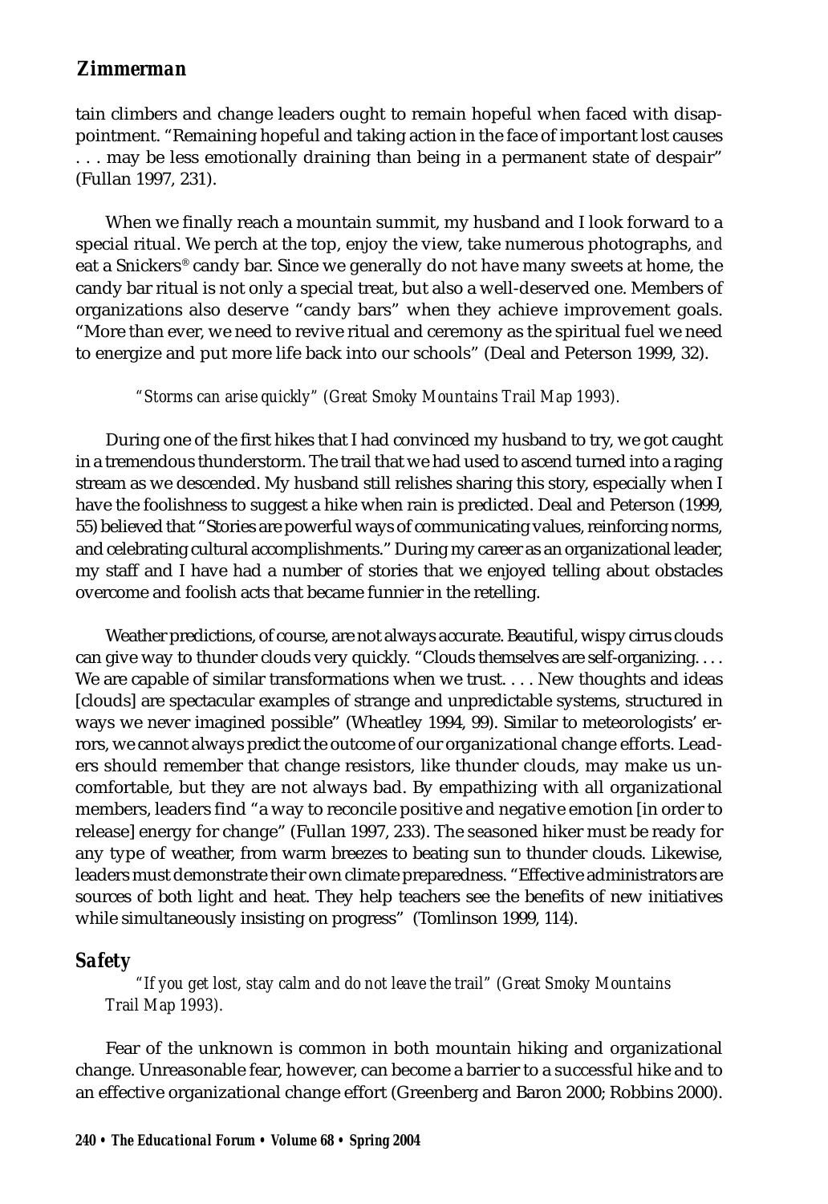tain climbers and change leaders ought to remain hopeful when faced with disappointment. "Remaining hopeful and taking action in the face of important lost causes . . . may be less emotionally draining than being in a permanent state of despair" (Fullan 1997, 231).

When we finally reach a mountain summit, my husband and I look forward to a special ritual. We perch at the top, enjoy the view, take numerous photographs, *and* eat a Snickers® candy bar. Since we generally do not have many sweets at home, the candy bar ritual is not only a special treat, but also a well-deserved one. Members of organizations also deserve "candy bars" when they achieve improvement goals. "More than ever, we need to revive ritual and ceremony as the spiritual fuel we need to energize and put more life back into our schools" (Deal and Peterson 1999, 32).

*"Storms can arise quickly" (Great Smoky Mountains Trail Map 1993).*

During one of the first hikes that I had convinced my husband to try, we got caught in a tremendous thunderstorm. The trail that we had used to ascend turned into a raging stream as we descended. My husband still relishes sharing this story, especially when I have the foolishness to suggest a hike when rain is predicted. Deal and Peterson (1999, 55) believed that "Stories are powerful ways of communicating values, reinforcing norms, and celebrating cultural accomplishments." During my career as an organizational leader, my staff and I have had a number of stories that we enjoyed telling about obstacles overcome and foolish acts that became funnier in the retelling.

Weather predictions, of course, are not always accurate. Beautiful, wispy cirrus clouds can give way to thunder clouds very quickly. "Clouds themselves are self-organizing. . . . We are capable of similar transformations when we trust. . . . New thoughts and ideas [clouds] are spectacular examples of strange and unpredictable systems, structured in ways we never imagined possible" (Wheatley 1994, 99). Similar to meteorologists' errors, we cannot always predict the outcome of our organizational change efforts. Leaders should remember that change resistors, like thunder clouds, may make us uncomfortable, but they are not always bad. By empathizing with all organizational members, leaders find "a way to reconcile positive and negative emotion [in order to release] energy for change" (Fullan 1997, 233). The seasoned hiker must be ready for any type of weather, from warm breezes to beating sun to thunder clouds. Likewise, leaders must demonstrate their own climate preparedness. "Effective administrators are sources of both light and heat. They help teachers see the benefits of new initiatives while simultaneously insisting on progress" (Tomlinson 1999, 114).

## Safety

*"If you get lost, stay calm and do not leave the trail" (Great Smoky Mountains Trail Map 1993).*

Fear of the unknown is common in both mountain hiking and organizational change. Unreasonable fear, however, can become a barrier to a successful hike and to an effective organizational change effort (Greenberg and Baron 2000; Robbins 2000).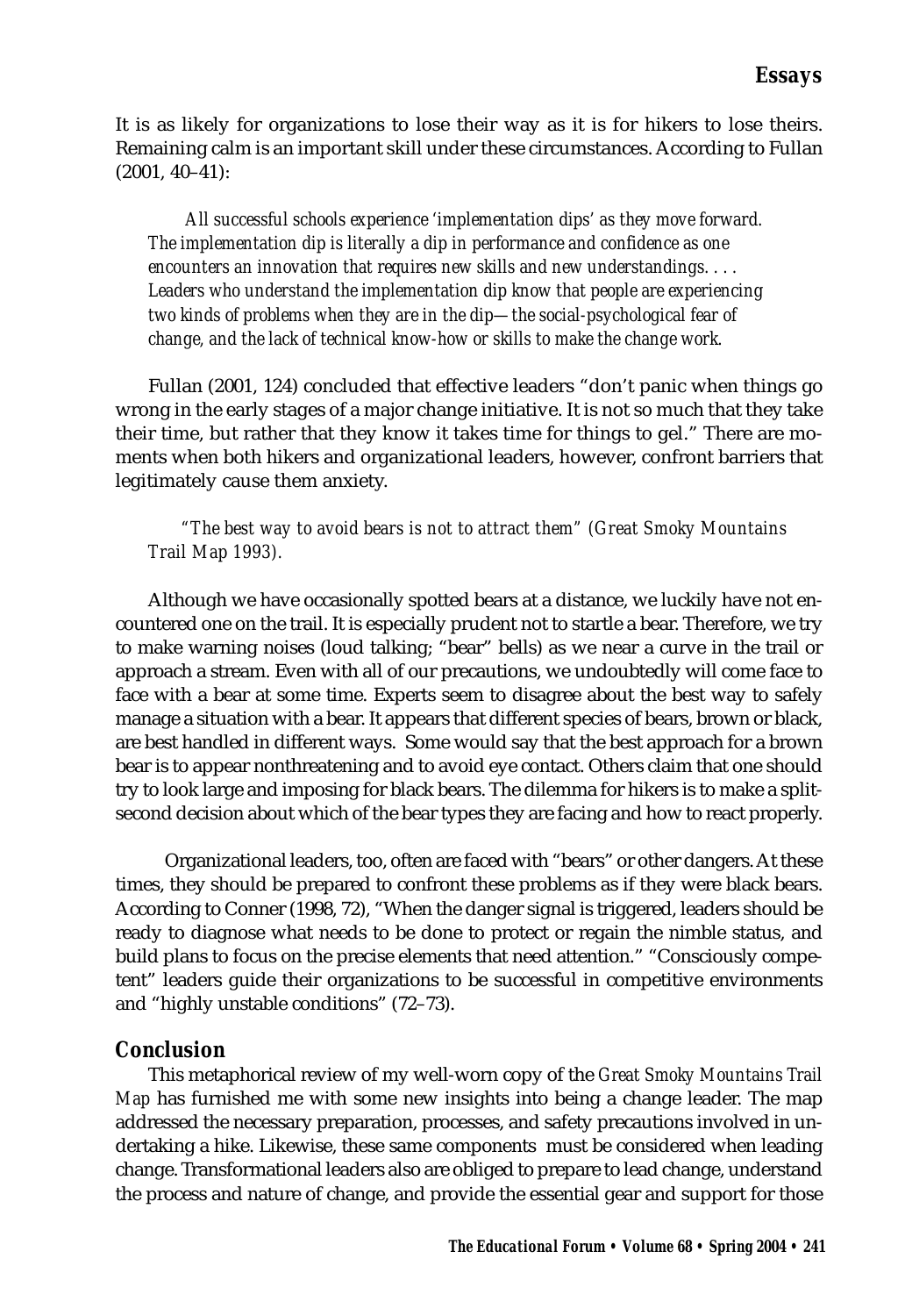It is as likely for organizations to lose their way as it is for hikers to lose theirs. Remaining calm is an important skill under these circumstances. According to Fullan (2001, 40–41):

> *All successful schools experience 'implementation dips' as they move forward. The implementation dip is literally a dip in performance and confidence as one encounters an innovation that requires new skills and new understandings. . . . Leaders who understand the implementation dip know that people are experiencing two kinds of problems when they are in the dip—the social-psychological fear of change, and the lack of technical know-how or skills to make the change work.*

Fullan (2001, 124) concluded that effective leaders "don't panic when things go wrong in the early stages of a major change initiative. It is not so much that they take their time, but rather that they know it takes time for things to gel." There are moments when both hikers and organizational leaders, however, confront barriers that legitimately cause them anxiety.

> *"The best way to avoid bears is not to attract them" (Great Smoky Mountains Trail Map 1993).*

Although we have occasionally spotted bears at a distance, we luckily have not encountered one on the trail. It is especially prudent not to startle a bear. Therefore, we try to make warning noises (loud talking; "bear" bells) as we near a curve in the trail or approach a stream. Even with all of our precautions, we undoubtedly will come face to face with a bear at some time. Experts seem to disagree about the best way to safely manage a situation with a bear. It appears that different species of bears, brown or black, are best handled in different ways. Some would say that the best approach for a brown bear is to appear nonthreatening and to avoid eye contact. Others claim that one should try to look large and imposing for black bears. The dilemma for hikers is to make a split-second decision about which of the bear types they are facing and how to react properly.

Organizational leaders, too, often are faced with "bears" or other dangers. At these times, they should be prepared to confront these problems as if they were black bears. According to Conner (1998, 72), "When the danger signal is triggered, leaders should be ready to diagnose what needs to be done to protect or regain the nimble status, and build plans to focus on the precise elements that need attention." "Consciously competent" leaders guide their organizations to be successful in competitive environments and "highly unstable conditions" (72–73).

## Conclusion

This metaphorical review of my well-worn copy of the *Great Smoky Mountains Trail Map* has furnished me with some new insights into being a change leader. The map addressed the necessary preparation, processes, and safety precautions involved in undertaking a hike. Likewise, these same components must be considered when leading change. Transformational leaders also are obliged to prepare to lead change, understand the process and nature of change, and provide the essential gear and support for those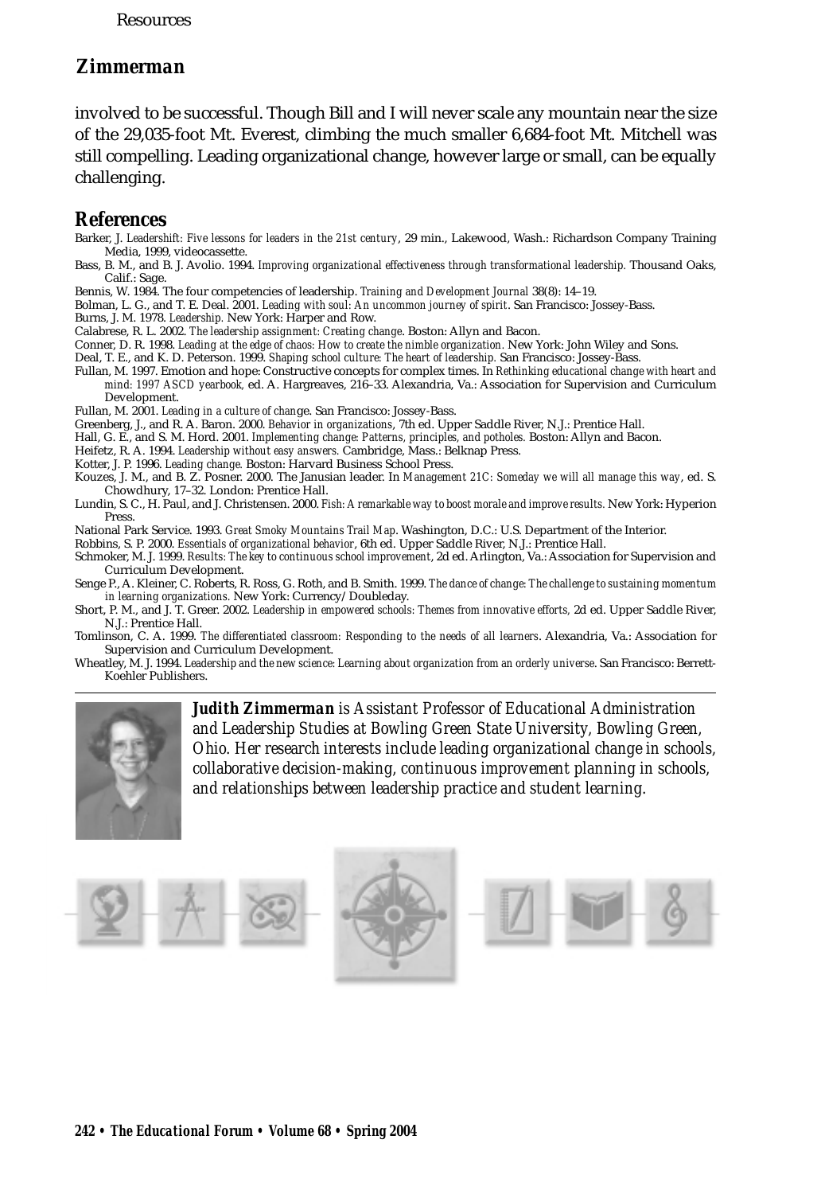involved to be successful. Though Bill and I will never scale any mountain near the size of the 29,035-foot Mt. Everest, climbing the much smaller 6,684-foot Mt. Mitchell was still compelling. Leading organizational change, however large or small, can be equally challenging.

## References

Barker, J. *Leadershift: Five lessons for leaders in the 21st century*, 29 min., Lakewood, Wash.: Richardson Company Training Media, 1999, videocassette.

Bass, B. M., and B. J. Avolio. 1994. *Improving organizational effectiveness through transformational leadership.* Thousand Oaks, Calif.: Sage.

Bennis, W. 1984. The four competencies of leadership. *Training and Development Journal* 38(8): 14–19.

Bolman, L. G., and T. E. Deal. 2001. *Leading with soul: An uncommon journey of spirit*. San Francisco: Jossey-Bass.

Burns, J. M. 1978. *Leadership.* New York: Harper and Row.

Calabrese, R. L. 2002. *The leadership assignment: Creating change*. Boston: Allyn and Bacon.

Conner, D. R. 1998. *Leading at the edge of chaos: How to create the nimble organization.* New York: John Wiley and Sons.

Deal, T. E., and K. D. Peterson. 1999. *Shaping school culture: The heart of leadership.* San Francisco: Jossey-Bass.

Fullan, M. 1997. Emotion and hope: Constructive concepts for complex times. In *Rethinking educational change with heart and mind: 1997 ASCD yearbook*, ed. A. Hargreaves, 216–33. Alexandria, Va.: Association for Supervision and Curriculum Development.

Fullan, M. 2001. *Leading in a culture of change*. San Francisco: Jossey-Bass.

Greenberg, J., and R. A. Baron. 2000. *Behavior in organizations*, 7th ed. Upper Saddle River, N.J.: Prentice Hall.

Hall, G. E., and S. M. Hord. 2001. *Implementing change: Patterns, principles, and potholes.* Boston: Allyn and Bacon.

Heifetz, R. A. 1994. *Leadership without easy answers.* Cambridge, Mass.: Belknap Press.

Kotter, J. P. 1996. *Leading change.* Boston: Harvard Business School Press.

Kouzes, J. M., and B. Z. Posner. 2000. The Janusian leader. In *Management 21C: Someday we will all manage this way*, ed. S. Chowdhury, 17–32. London: Prentice Hall.

Lundin, S. C., H. Paul, and J. Christensen. 2000. *Fish: A remarkable way to boost morale and improve results.* New York: Hyperion Press.

National Park Service. 1993. *Great Smoky Mountains Trail Map*. Washington, D.C.: U.S. Department of the Interior.

Robbins, S. P. 2000. *Essentials of organizational behavior*, 6th ed. Upper Saddle River, N.J.: Prentice Hall.

Schmoker, M. J. 1999. *Results: The key to continuous school improvement*, 2d ed. Arlington, Va.: Association for Supervision and Curriculum Development.

Senge P., A. Kleiner, C. Roberts, R. Ross, G. Roth, and B. Smith. 1999. *The dance of change: The challenge to sustaining momentum in learning organizations.* New York: Currency/Doubleday.

Short, P. M., and J. T. Greer. 2002. *Leadership in empowered schools: Themes from innovative efforts*, 2d ed. Upper Saddle River, N.J.: Prentice Hall.

Tomlinson, C. A. 1999. *The differentiated classroom: Responding to the needs of all learners*. Alexandria, Va.: Association for Supervision and Curriculum Development.

Wheatley, M. J. 1994. *Leadership and the new science: Learning about organization from an orderly universe*. San Francisco: Berrett-Koehler Publishers.

---

***Judith Zimmerman*** *is Assistant Professor of Educational Administration and Leadership Studies at Bowling Green State University, Bowling Green, Ohio. Her research interests include leading organizational change in schools, collaborative decision-making, continuous improvement planning in schools, and relationships between leadership practice and student learning.*